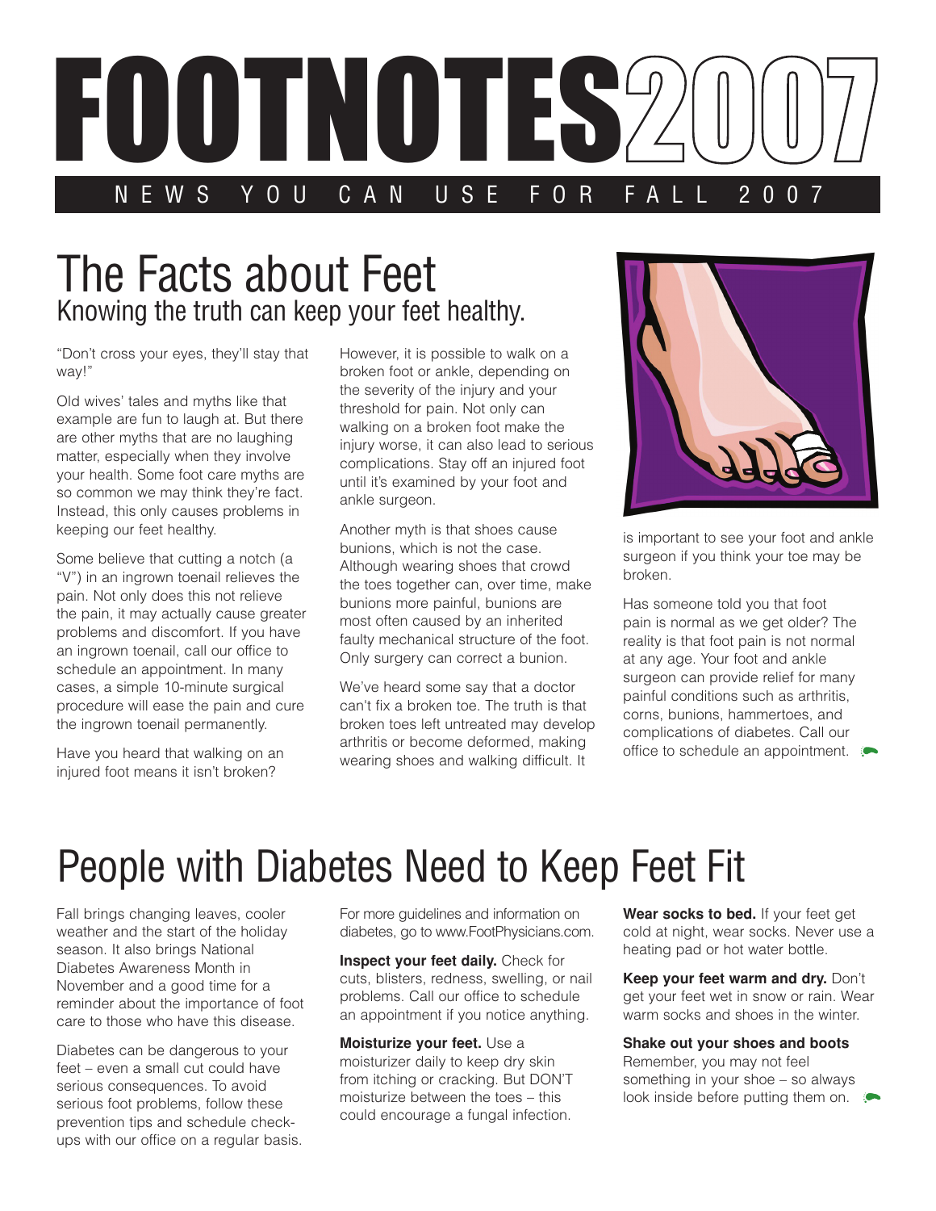# FOOTNOTES2007

NEWS YOU CAN USE FOR FALL 2007

## The Facts about Feet

### Knowing the truth can keep your feet healthy.

"Don't cross your eyes, they'll stay that way!"

Old wives' tales and myths like that example are fun to laugh at. But there are other myths that are no laughing matter, especially when they involve your health. Some foot care myths are so common we may think they're fact. Instead, this only causes problems in keeping our feet healthy.

Some believe that cutting a notch (a "V") in an ingrown toenail relieves the pain. Not only does this not relieve the pain, it may actually cause greater problems and discomfort. If you have an ingrown toenail, call our office to schedule an appointment. In many cases, a simple 10-minute surgical procedure will ease the pain and cure the ingrown toenail permanently.

Have you heard that walking on an injured foot means it isn't broken? However, it is possible to walk on a broken foot or ankle, depending on the severity of the injury and your threshold for pain. Not only can walking on a broken foot make the injury worse, it can also lead to serious complications. Stay off an injured foot until it's examined by your foot and ankle surgeon.

Another myth is that shoes cause bunions, which is not the case. Although wearing shoes that crowd the toes together can, over time, make bunions more painful, bunions are most often caused by an inherited faulty mechanical structure of the foot. Only surgery can correct a bunion.

We've heard some say that a doctor can't fix a broken toe. The truth is that broken toes left untreated may develop arthritis or become deformed, making wearing shoes and walking difficult. It is important to see your foot and ankle surgeon if you think your toe may be broken.

Has someone told you that foot pain is normal as we get older? The reality is that foot pain is not normal at any age. Your foot and ankle surgeon can provide relief for many painful conditions such as arthritis, corns, bunions, hammertoes, and complications of diabetes. Call our office to schedule an appointment.

## People with Diabetes Need to Keep Feet Fit

Fall brings changing leaves, cooler weather and the start of the holiday season. It also brings National Diabetes Awareness Month in November and a good time for a reminder about the importance of foot care to those who have this disease.

Diabetes can be dangerous to your feet – even a small cut could have serious consequences. To avoid serious foot problems, follow these prevention tips and schedule check-ups with our office on a regular basis.

For more guidelines and information on diabetes, go to www.FootPhysicians.com.

**Inspect your feet daily.** Check for cuts, blisters, redness, swelling, or nail problems. Call our office to schedule an appointment if you notice anything.

**Moisturize your feet.** Use a moisturizer daily to keep dry skin from itching or cracking. But DON'T moisturize between the toes – this could encourage a fungal infection.

**Wear socks to bed.** If your feet get cold at night, wear socks. Never use a heating pad or hot water bottle.

**Keep your feet warm and dry.** Don't get your feet wet in snow or rain. Wear warm socks and shoes in the winter.

**Shake out your shoes and boots** Remember, you may not feel something in your shoe – so always look inside before putting them on.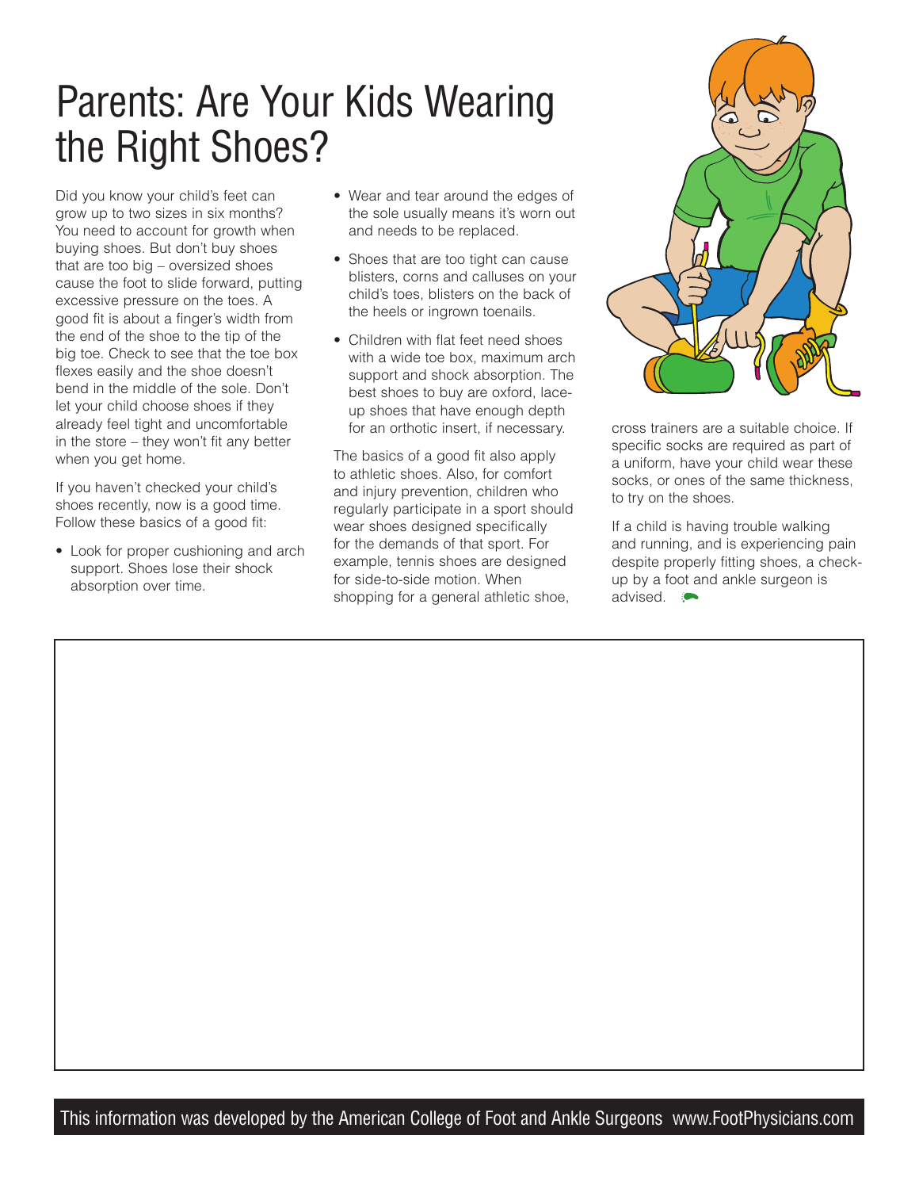# Parents: Are Your Kids Wearing the Right Shoes?

Did you know your child's feet can grow up to two sizes in six months? You need to account for growth when buying shoes. But don't buy shoes that are too big – oversized shoes cause the foot to slide forward, putting excessive pressure on the toes. A good fit is about a finger's width from the end of the shoe to the tip of the big toe. Check to see that the toe box flexes easily and the shoe doesn't bend in the middle of the sole. Don't let your child choose shoes if they already feel tight and uncomfortable in the store – they won't fit any better when you get home.

If you haven't checked your child's shoes recently, now is a good time. Follow these basics of a good fit:

- Look for proper cushioning and arch support. Shoes lose their shock absorption over time.
- Wear and tear around the edges of the sole usually means it's worn out and needs to be replaced.
- Shoes that are too tight can cause blisters, corns and calluses on your child's toes, blisters on the back of the heels or ingrown toenails.
- Children with flat feet need shoes with a wide toe box, maximum arch support and shock absorption. The best shoes to buy are oxford, lace-up shoes that have enough depth for an orthotic insert, if necessary.

The basics of a good fit also apply to athletic shoes. Also, for comfort and injury prevention, children who regularly participate in a sport should wear shoes designed specifically for the demands of that sport. For example, tennis shoes are designed for side-to-side motion. When shopping for a general athletic shoe, cross trainers are a suitable choice. If specific socks are required as part of a uniform, have your child wear these socks, or ones of the same thickness, to try on the shoes.

If a child is having trouble walking and running, and is experiencing pain despite properly fitting shoes, a check-up by a foot and ankle surgeon is advised.

This information was developed by the American College of Foot and Ankle Surgeons www.FootPhysicians.com